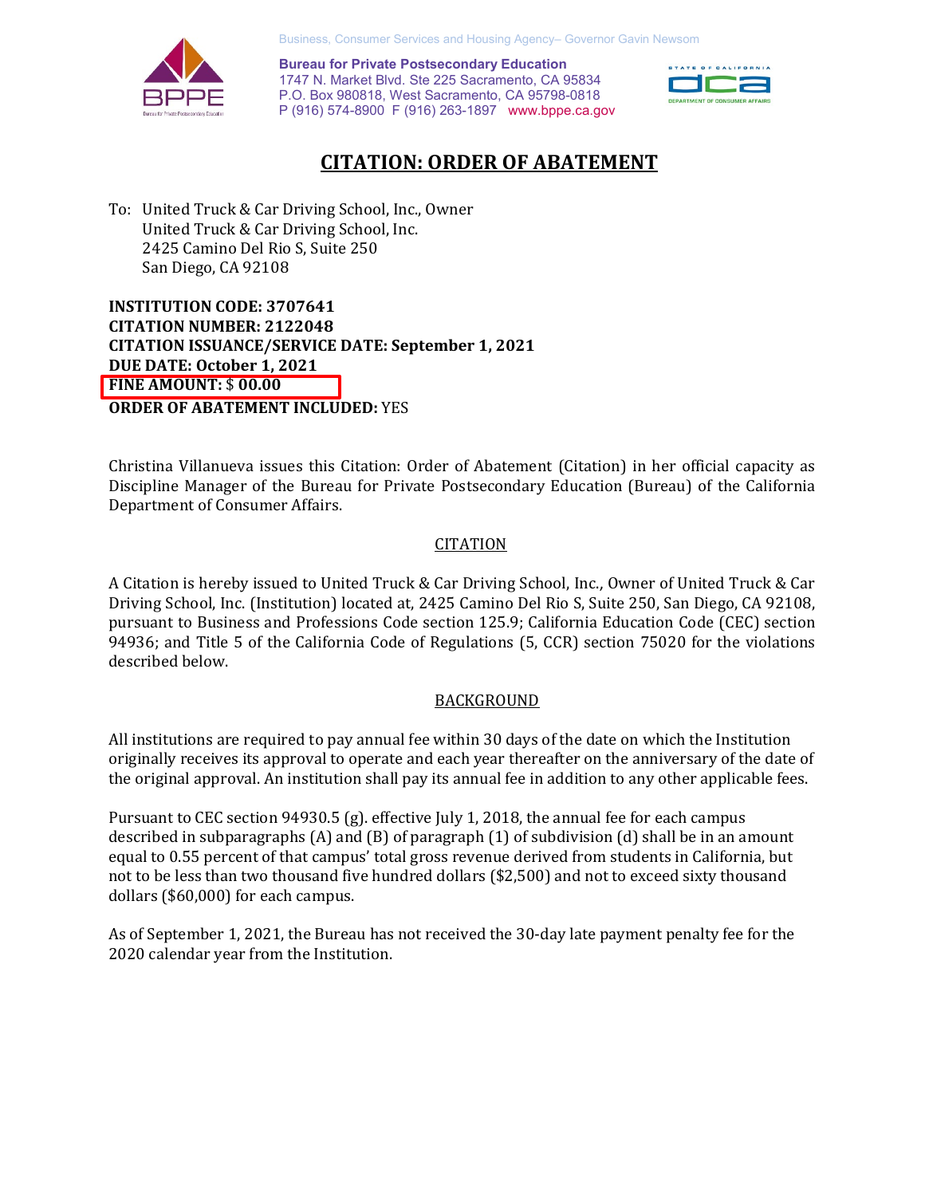Business, Consumer Services and Housing Agency– Governor Gavin Newsom

**Bureau for Private Postsecondary Education**
1747 N. Market Blvd. Ste 225 Sacramento, CA 95834
P.O. Box 980818, West Sacramento, CA 95798-0818
P (916) 574-8900 F (916) 263-1897 www.bppe.ca.gov

# CITATION: ORDER OF ABATEMENT

To: United Truck & Car Driving School, Inc., Owner
United Truck & Car Driving School, Inc.
2425 Camino Del Rio S, Suite 250
San Diego, CA 92108

**INSTITUTION CODE: 3707641**
**CITATION NUMBER: 2122048**
**CITATION ISSUANCE/SERVICE DATE: September 1, 2021**
**DUE DATE: October 1, 2021**
**FINE AMOUNT:** $ **00.00**
**ORDER OF ABATEMENT INCLUDED:** YES

Christina Villanueva issues this Citation: Order of Abatement (Citation) in her official capacity as Discipline Manager of the Bureau for Private Postsecondary Education (Bureau) of the California Department of Consumer Affairs.

## CITATION

A Citation is hereby issued to United Truck & Car Driving School, Inc., Owner of United Truck & Car Driving School, Inc. (Institution) located at, 2425 Camino Del Rio S, Suite 250, San Diego, CA 92108, pursuant to Business and Professions Code section 125.9; California Education Code (CEC) section 94936; and Title 5 of the California Code of Regulations (5, CCR) section 75020 for the violations described below.

## BACKGROUND

All institutions are required to pay annual fee within 30 days of the date on which the Institution originally receives its approval to operate and each year thereafter on the anniversary of the date of the original approval. An institution shall pay its annual fee in addition to any other applicable fees.

Pursuant to CEC section 94930.5 (g). effective July 1, 2018, the annual fee for each campus described in subparagraphs (A) and (B) of paragraph (1) of subdivision (d) shall be in an amount equal to 0.55 percent of that campus' total gross revenue derived from students in California, but not to be less than two thousand five hundred dollars ($2,500) and not to exceed sixty thousand dollars ($60,000) for each campus.

As of September 1, 2021, the Bureau has not received the 30-day late payment penalty fee for the 2020 calendar year from the Institution.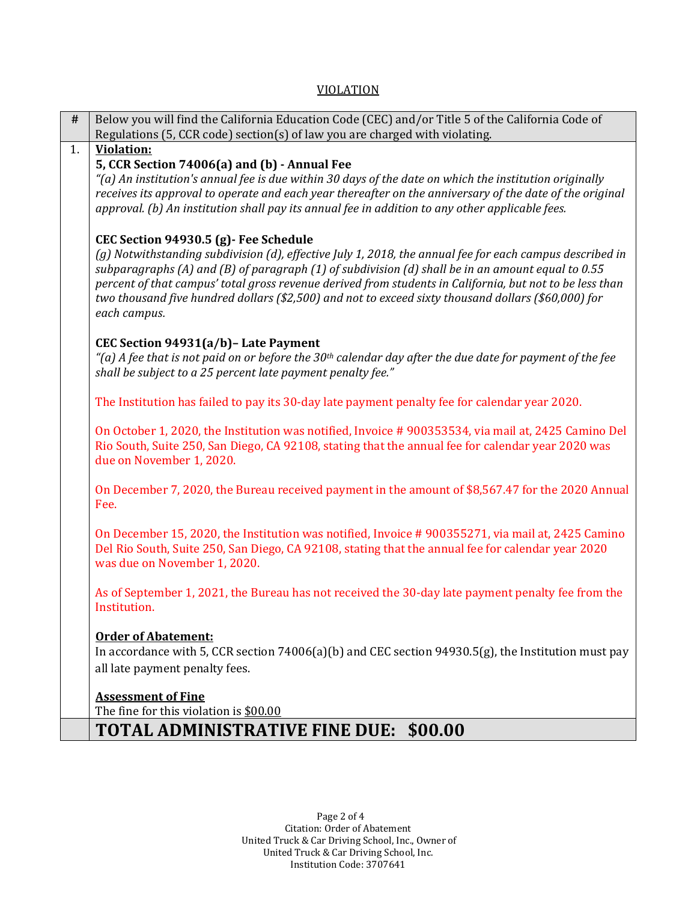## VIOLATION

| # | Below you will find the California Education Code (CEC) and/or Title 5 of the California Code of Regulations (5, CCR code) section(s) of law you are charged with violating. |
|---|---|
| 1. | **Violation:**<br>**5, CCR Section 74006(a) and (b) - Annual Fee**<br>*"(a) An institution's annual fee is due within 30 days of the date on which the institution originally receives its approval to operate and each year thereafter on the anniversary of the date of the original approval. (b) An institution shall pay its annual fee in addition to any other applicable fees.*<br><br>**CEC Section 94930.5 (g)- Fee Schedule**<br>*(g) Notwithstanding subdivision (d), effective July 1, 2018, the annual fee for each campus described in subparagraphs (A) and (B) of paragraph (1) of subdivision (d) shall be in an amount equal to 0.55 percent of that campus' total gross revenue derived from students in California, but not to be less than two thousand five hundred dollars ($2,500) and not to exceed sixty thousand dollars ($60,000) for each campus.*<br><br>**CEC Section 94931(a/b)– Late Payment**<br>*"(a) A fee that is not paid on or before the 30th calendar day after the due date for payment of the fee shall be subject to a 25 percent late payment penalty fee."*<br><br>The Institution has failed to pay its 30-day late payment penalty fee for calendar year 2020.<br><br>On October 1, 2020, the Institution was notified, Invoice # 900353534, via mail at, 2425 Camino Del Rio South, Suite 250, San Diego, CA 92108, stating that the annual fee for calendar year 2020 was due on November 1, 2020.<br><br>On December 7, 2020, the Bureau received payment in the amount of $8,567.47 for the 2020 Annual Fee.<br><br>On December 15, 2020, the Institution was notified, Invoice # 900355271, via mail at, 2425 Camino Del Rio South, Suite 250, San Diego, CA 92108, stating that the annual fee for calendar year 2020 was due on November 1, 2020.<br><br>As of September 1, 2021, the Bureau has not received the 30-day late payment penalty fee from the Institution.<br><br>**Order of Abatement:**<br>In accordance with 5, CCR section 74006(a)(b) and CEC section 94930.5(g), the Institution must pay all late payment penalty fees.<br><br>**Assessment of Fine**<br>The fine for this violation is $00.00 |
| | **TOTAL ADMINISTRATIVE FINE DUE: $00.00** |

Citation: Order of Abatement
United Truck & Car Driving School, Inc., Owner of
United Truck & Car Driving School, Inc.
Institution Code: 3707641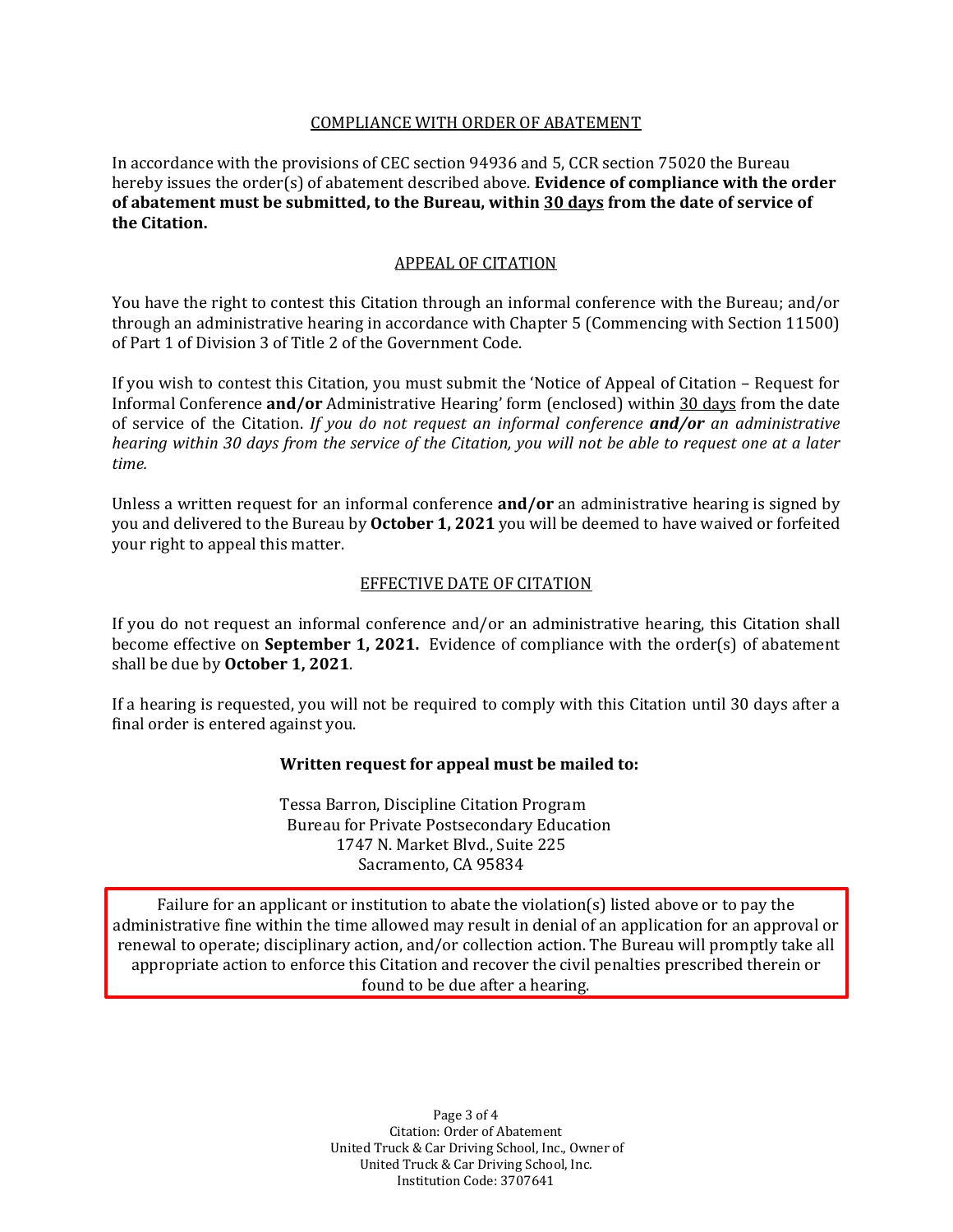## COMPLIANCE WITH ORDER OF ABATEMENT

In accordance with the provisions of CEC section 94936 and 5, CCR section 75020 the Bureau hereby issues the order(s) of abatement described above. **Evidence of compliance with the order of abatement must be submitted, to the Bureau, within 30 days from the date of service of the Citation.**

## APPEAL OF CITATION

You have the right to contest this Citation through an informal conference with the Bureau; and/or through an administrative hearing in accordance with Chapter 5 (Commencing with Section 11500) of Part 1 of Division 3 of Title 2 of the Government Code.

If you wish to contest this Citation, you must submit the 'Notice of Appeal of Citation – Request for Informal Conference **and/or** Administrative Hearing' form (enclosed) within 30 days from the date of service of the Citation. *If you do not request an informal conference **and/or** an administrative hearing within 30 days from the service of the Citation, you will not be able to request one at a later time.*

Unless a written request for an informal conference **and/or** an administrative hearing is signed by you and delivered to the Bureau by **October 1, 2021** you will be deemed to have waived or forfeited your right to appeal this matter.

## EFFECTIVE DATE OF CITATION

If you do not request an informal conference and/or an administrative hearing, this Citation shall become effective on **September 1, 2021.** Evidence of compliance with the order(s) of abatement shall be due by **October 1, 2021**.

If a hearing is requested, you will not be required to comply with this Citation until 30 days after a final order is entered against you.

**Written request for appeal must be mailed to:**

Tessa Barron, Discipline Citation Program
Bureau for Private Postsecondary Education
1747 N. Market Blvd., Suite 225
Sacramento, CA 95834

Failure for an applicant or institution to abate the violation(s) listed above or to pay the administrative fine within the time allowed may result in denial of an application for an approval or renewal to operate; disciplinary action, and/or collection action. The Bureau will promptly take all appropriate action to enforce this Citation and recover the civil penalties prescribed therein or found to be due after a hearing.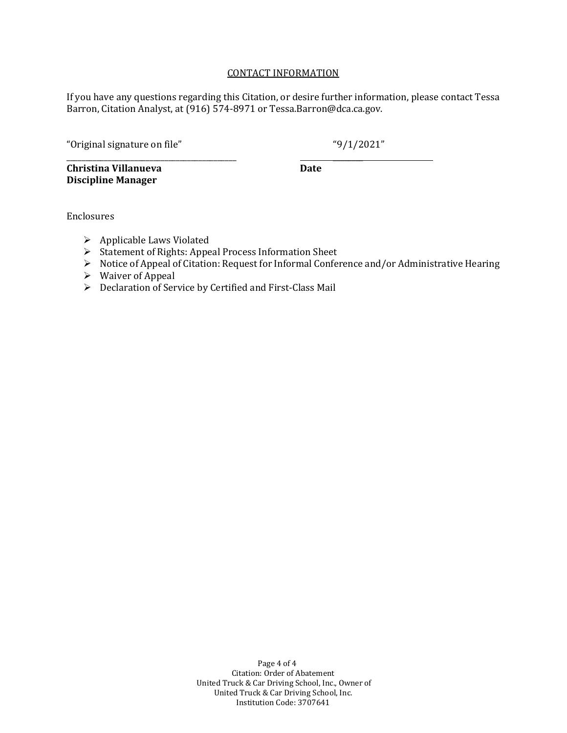## CONTACT INFORMATION

If you have any questions regarding this Citation, or desire further information, please contact Tessa Barron, Citation Analyst, at (916) 574-8971 or Tessa.Barron@dca.ca.gov.

"Original signature on file" &nbsp;&nbsp;&nbsp;&nbsp;&nbsp;&nbsp;&nbsp;&nbsp;&nbsp;&nbsp;&nbsp;&nbsp;&nbsp;&nbsp;&nbsp;&nbsp;&nbsp;&nbsp;&nbsp;&nbsp; "9/1/2021"

______________________________ &nbsp;&nbsp;&nbsp;&nbsp;&nbsp;&nbsp;&nbsp;&nbsp;&nbsp;&nbsp; ____________________

**Christina Villanueva** &nbsp;&nbsp;&nbsp;&nbsp;&nbsp;&nbsp;&nbsp;&nbsp;&nbsp;&nbsp;&nbsp;&nbsp;&nbsp;&nbsp;&nbsp;&nbsp;&nbsp;&nbsp;&nbsp;&nbsp;&nbsp;&nbsp;&nbsp;&nbsp; **Date**
**Discipline Manager**

Enclosures

- Applicable Laws Violated
- Statement of Rights: Appeal Process Information Sheet
- Notice of Appeal of Citation: Request for Informal Conference and/or Administrative Hearing
- Waiver of Appeal
- Declaration of Service by Certified and First-Class Mail